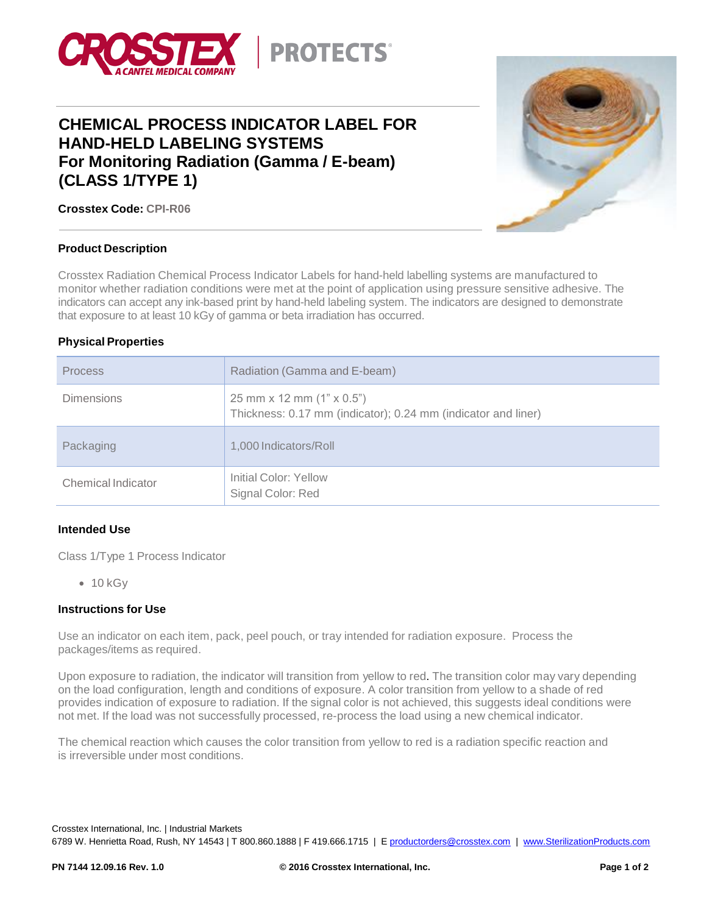CROSSTEX A CANTEL MEDICAL COMPANY | PROTECTS®

# CHEMICAL PROCESS INDICATOR LABEL FOR HAND-HELD LABELING SYSTEMS For Monitoring Radiation (Gamma / E-beam) (CLASS 1/TYPE 1)

**Crosstex Code:** CPI-R06

## Product Description

Crosstex Radiation Chemical Process Indicator Labels for hand-held labelling systems are manufactured to monitor whether radiation conditions were met at the point of application using pressure sensitive adhesive. The indicators can accept any ink-based print by hand-held labeling system. The indicators are designed to demonstrate that exposure to at least 10 kGy of gamma or beta irradiation has occurred.

## Physical Properties

| Property | Value |
|---|---|
| Process | Radiation (Gamma and E-beam) |
| Dimensions | 25 mm x 12 mm (1" x 0.5")<br>Thickness: 0.17 mm (indicator); 0.24 mm (indicator and liner) |
| Packaging | 1,000 Indicators/Roll |
| Chemical Indicator | Initial Color: Yellow<br>Signal Color: Red |

## Intended Use

Class 1/Type 1 Process Indicator

- 10 kGy

## Instructions for Use

Use an indicator on each item, pack, peel pouch, or tray intended for radiation exposure. Process the packages/items as required.

Upon exposure to radiation, the indicator will transition from yellow to red. The transition color may vary depending on the load configuration, length and conditions of exposure. A color transition from yellow to a shade of red provides indication of exposure to radiation. If the signal color is not achieved, this suggests ideal conditions were not met. If the load was not successfully processed, re-process the load using a new chemical indicator.

The chemical reaction which causes the color transition from yellow to red is a radiation specific reaction and is irreversible under most conditions.

Crosstex International, Inc. | Industrial Markets
6789 W. Henrietta Road, Rush, NY 14543 | T 800.860.1888 | F 419.666.1715 | E productorders@crosstex.com | www.SterilizationProducts.com

PN 7144 12.09.16 Rev. 1.0 © 2016 Crosstex International, Inc.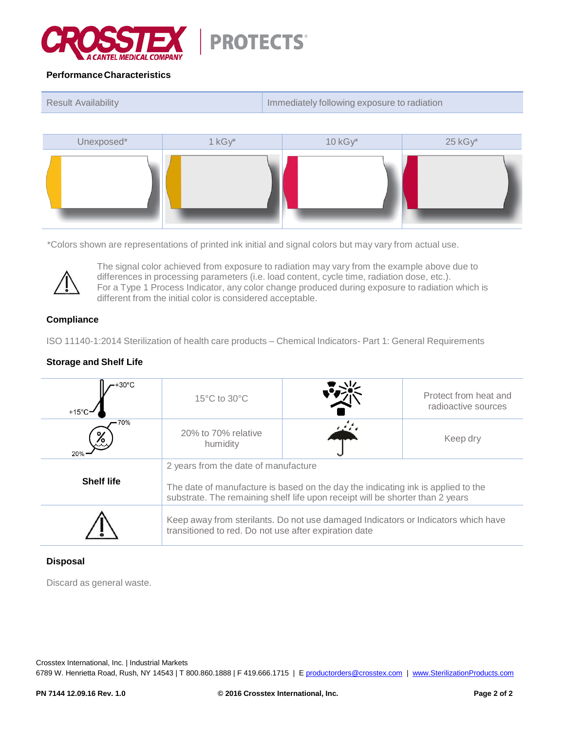**Performance Characteristics**

| | |
|---|---|
| Result Availability | Immediately following exposure to radiation |

| Unexposed* | 1 kGy* | 10 kGy* | 25 kGy* |
|---|---|---|---|
| | | | |

*Colors shown are representations of printed ink initial and signal colors but may vary from actual use.

The signal color achieved from exposure to radiation may vary from the example above due to differences in processing parameters (i.e. load content, cycle time, radiation dose, etc.).
For a Type 1 Process Indicator, any color change produced during exposure to radiation which is different from the initial color is considered acceptable.

**Compliance**

ISO 11140-1:2014 Sterilization of health care products – Chemical Indicators- Part 1: General Requirements

**Storage and Shelf Life**

| | | | |
|---|---|---|---|
| +15°C / +30°C | 15°C to 30°C | | Protect from heat and radioactive sources |
| 20% / 70% | 20% to 70% relative humidity | | Keep dry |
| **Shelf life** | 2 years from the date of manufacture<br><br>The date of manufacture is based on the day the indicating ink is applied to the substrate. The remaining shelf life upon receipt will be shorter than 2 years | | |
| | Keep away from sterilants. Do not use damaged Indicators or Indicators which have transitioned to red. Do not use after expiration date | | |

**Disposal**

Discard as general waste.

Crosstex International, Inc. | Industrial Markets
6789 W. Henrietta Road, Rush, NY 14543 | T 800.860.1888 | F 419.666.1715 | E productorders@crosstex.com | www.SterilizationProducts.com

PN 7144 12.09.16 Rev. 1.0 © 2016 Crosstex International, Inc.